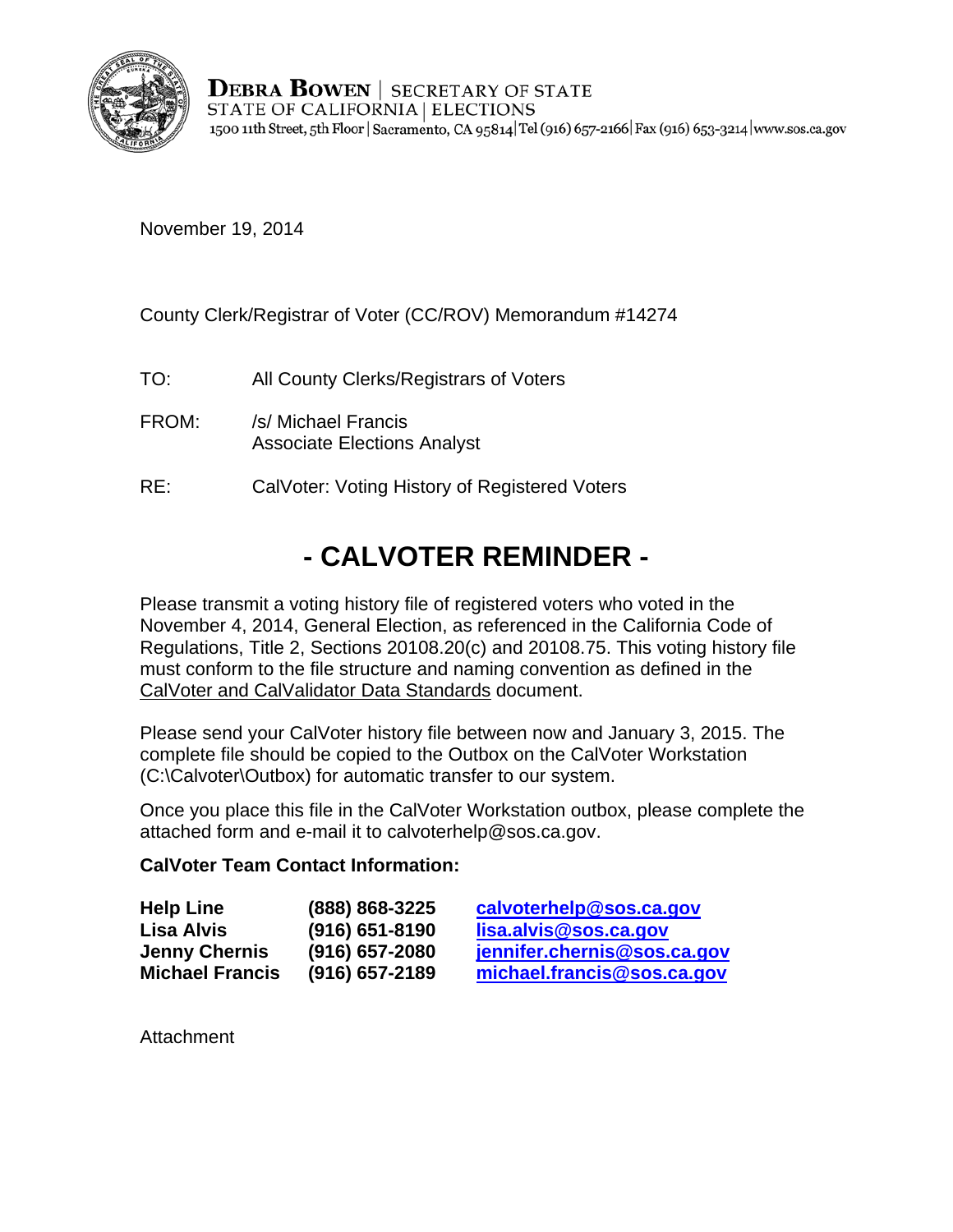**DEBRA BOWEN** | SECRETARY OF STATE
STATE OF CALIFORNIA | ELECTIONS
1500 11th Street, 5th Floor | Sacramento, CA 95814 | Tel (916) 657-2166 | Fax (916) 653-3214 | www.sos.ca.gov

November 19, 2014

County Clerk/Registrar of Voter (CC/ROV) Memorandum #14274

TO: All County Clerks/Registrars of Voters

FROM: /s/ Michael Francis
Associate Elections Analyst

RE: CalVoter: Voting History of Registered Voters

# - CALVOTER REMINDER -

Please transmit a voting history file of registered voters who voted in the November 4, 2014, General Election, as referenced in the California Code of Regulations, Title 2, Sections 20108.20(c) and 20108.75. This voting history file must conform to the file structure and naming convention as defined in the CalVoter and CalValidator Data Standards document.

Please send your CalVoter history file between now and January 3, 2015. The complete file should be copied to the Outbox on the CalVoter Workstation (C:\Calvoter\Outbox) for automatic transfer to our system.

Once you place this file in the CalVoter Workstation outbox, please complete the attached form and e-mail it to calvoterhelp@sos.ca.gov.

**CalVoter Team Contact Information:**

| | | |
|---|---|---|
| **Help Line** | **(888) 868-3225** | **calvoterhelp@sos.ca.gov** |
| **Lisa Alvis** | **(916) 651-8190** | **lisa.alvis@sos.ca.gov** |
| **Jenny Chernis** | **(916) 657-2080** | **jennifer.chernis@sos.ca.gov** |
| **Michael Francis** | **(916) 657-2189** | **michael.francis@sos.ca.gov** |

Attachment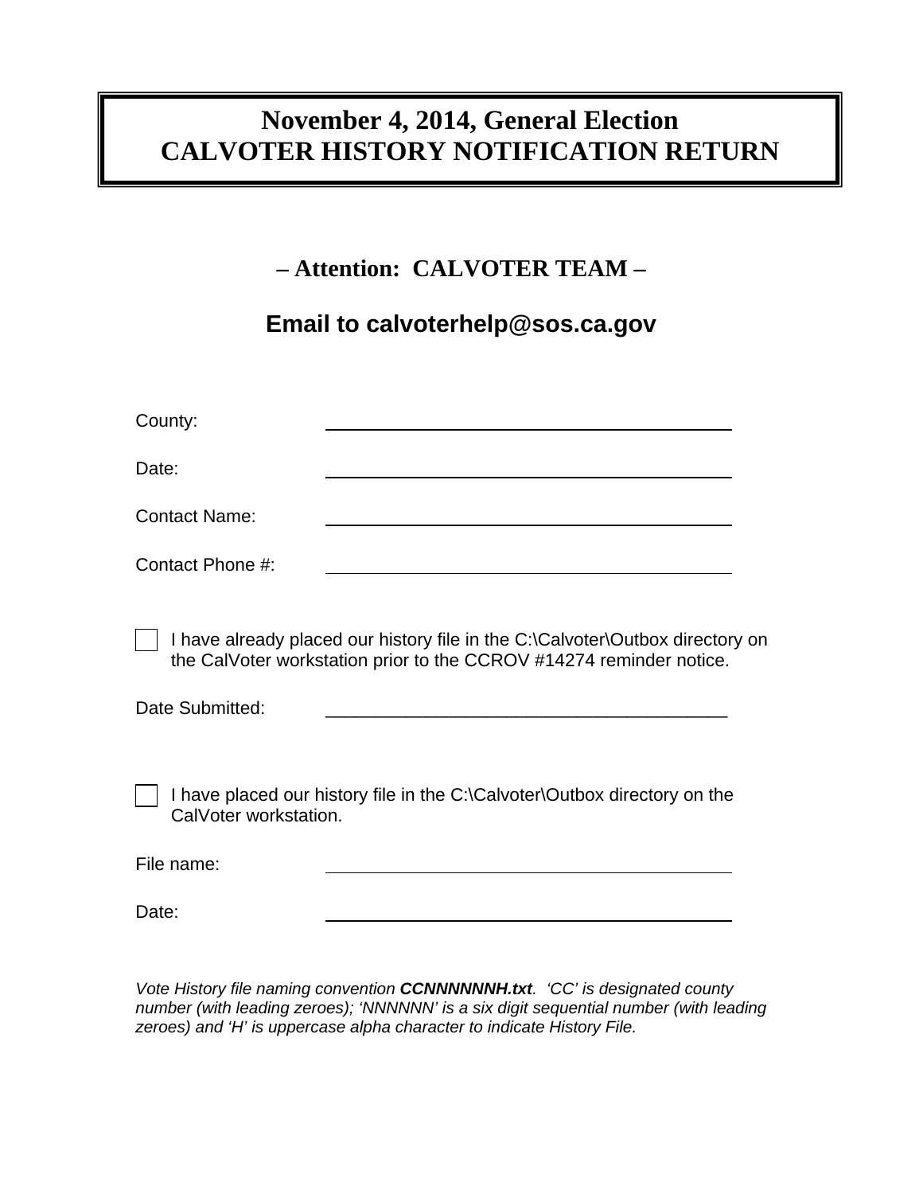# November 4, 2014, General Election
# CALVOTER HISTORY NOTIFICATION RETURN

## – Attention: CALVOTER TEAM –

## Email to calvoterhelp@sos.ca.gov

County: ______________________________

Date: ______________________________

Contact Name: ______________________________

Contact Phone #: ______________________________

☐ I have already placed our history file in the C:\Calvoter\Outbox directory on the CalVoter workstation prior to the CCROV #14274 reminder notice.

Date Submitted: ______________________________

☐ I have placed our history file in the C:\Calvoter\Outbox directory on the CalVoter workstation.

File name: ______________________________

Date: ______________________________

*Vote History file naming convention **CCNNNNNNH.txt**. 'CC' is designated county number (with leading zeroes); 'NNNNNN' is a six digit sequential number (with leading zeroes) and 'H' is uppercase alpha character to indicate History File.*